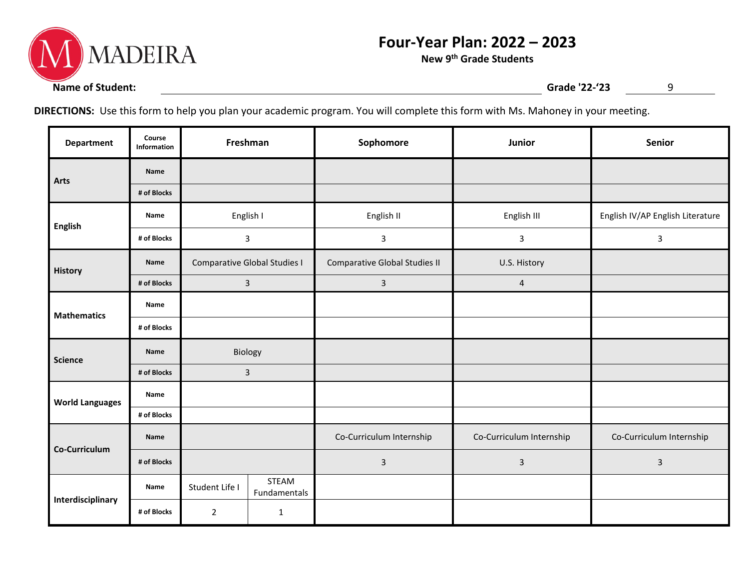# Four-Year Plan: 2022 – 2023

**New 9th Grade Students**

**Name of Student:** ______________________ **Grade '22-'23** 9

**DIRECTIONS:** Use this form to help you plan your academic program. You will complete this form with Ms. Mahoney in your meeting.

| Department | Course Information | Freshman | | Sophomore | Junior | Senior |
|---|---|---|---|---|---|---|
| Arts | Name | | | | | |
| | # of Blocks | | | | | |
| English | Name | English I | | English II | English III | English IV/AP English Literature |
| | # of Blocks | 3 | | 3 | 3 | 3 |
| History | Name | Comparative Global Studies I | | Comparative Global Studies II | U.S. History | |
| | # of Blocks | 3 | | 3 | 4 | |
| Mathematics | Name | | | | | |
| | # of Blocks | | | | | |
| Science | Name | Biology | | | | |
| | # of Blocks | 3 | | | | |
| World Languages | Name | | | | | |
| | # of Blocks | | | | | |
| Co-Curriculum | Name | | | Co-Curriculum Internship | Co-Curriculum Internship | Co-Curriculum Internship |
| | # of Blocks | | | 3 | 3 | 3 |
| Interdisciplinary | Name | Student Life I | STEAM Fundamentals | | | |
| | # of Blocks | 2 | 1 | | | |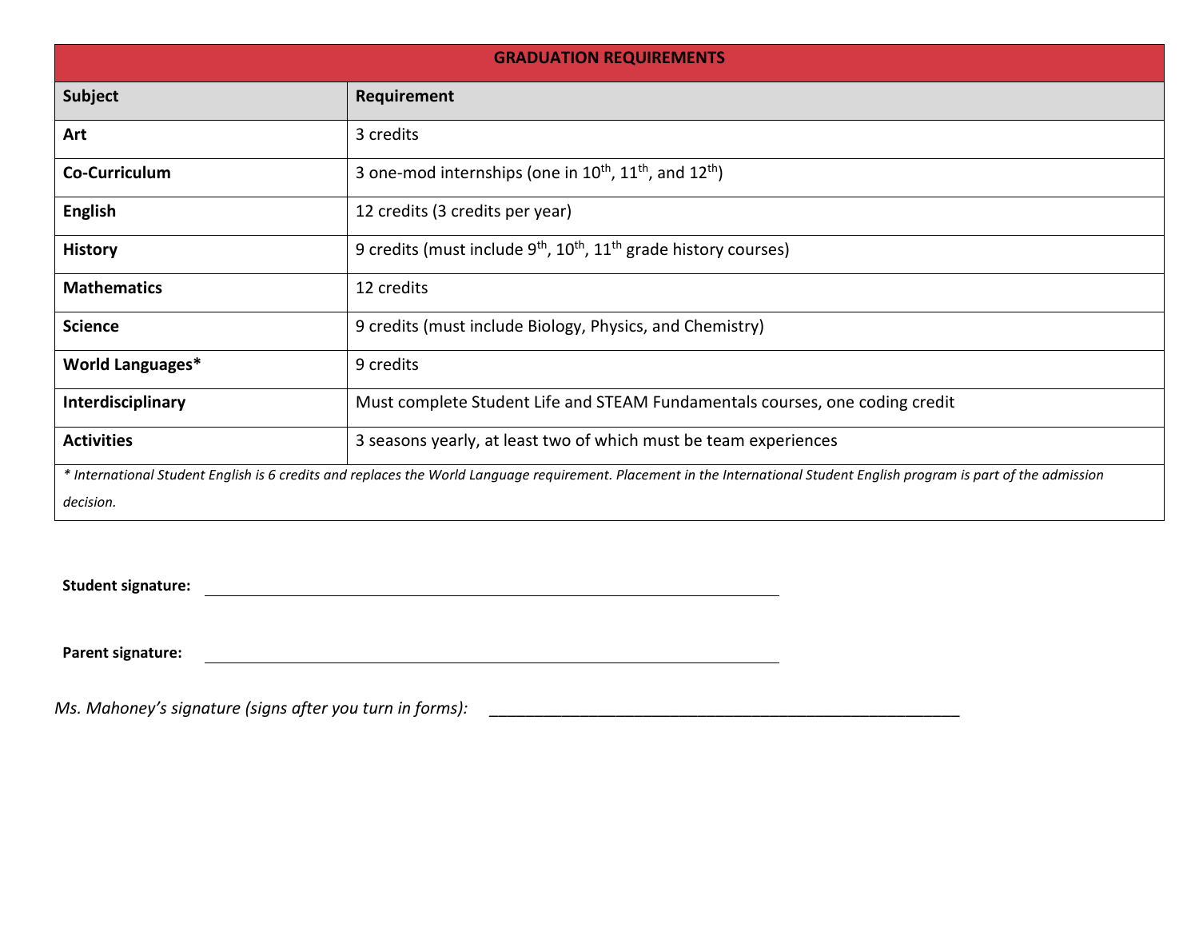| GRADUATION REQUIREMENTS | |
|---|---|
| **Subject** | **Requirement** |
| **Art** | 3 credits |
| **Co-Curriculum** | 3 one-mod internships (one in 10th, 11th, and 12th) |
| **English** | 12 credits (3 credits per year) |
| **History** | 9 credits (must include 9th, 10th, 11th grade history courses) |
| **Mathematics** | 12 credits |
| **Science** | 9 credits (must include Biology, Physics, and Chemistry) |
| **World Languages*** | 9 credits |
| **Interdisciplinary** | Must complete Student Life and STEAM Fundamentals courses, one coding credit |
| **Activities** | 3 seasons yearly, at least two of which must be team experiences |

*\* International Student English is 6 credits and replaces the World Language requirement. Placement in the International Student English program is part of the admission decision.*

**Student signature:** ______________________________

**Parent signature:** ______________________________

*Ms. Mahoney's signature (signs after you turn in forms):* ______________________________